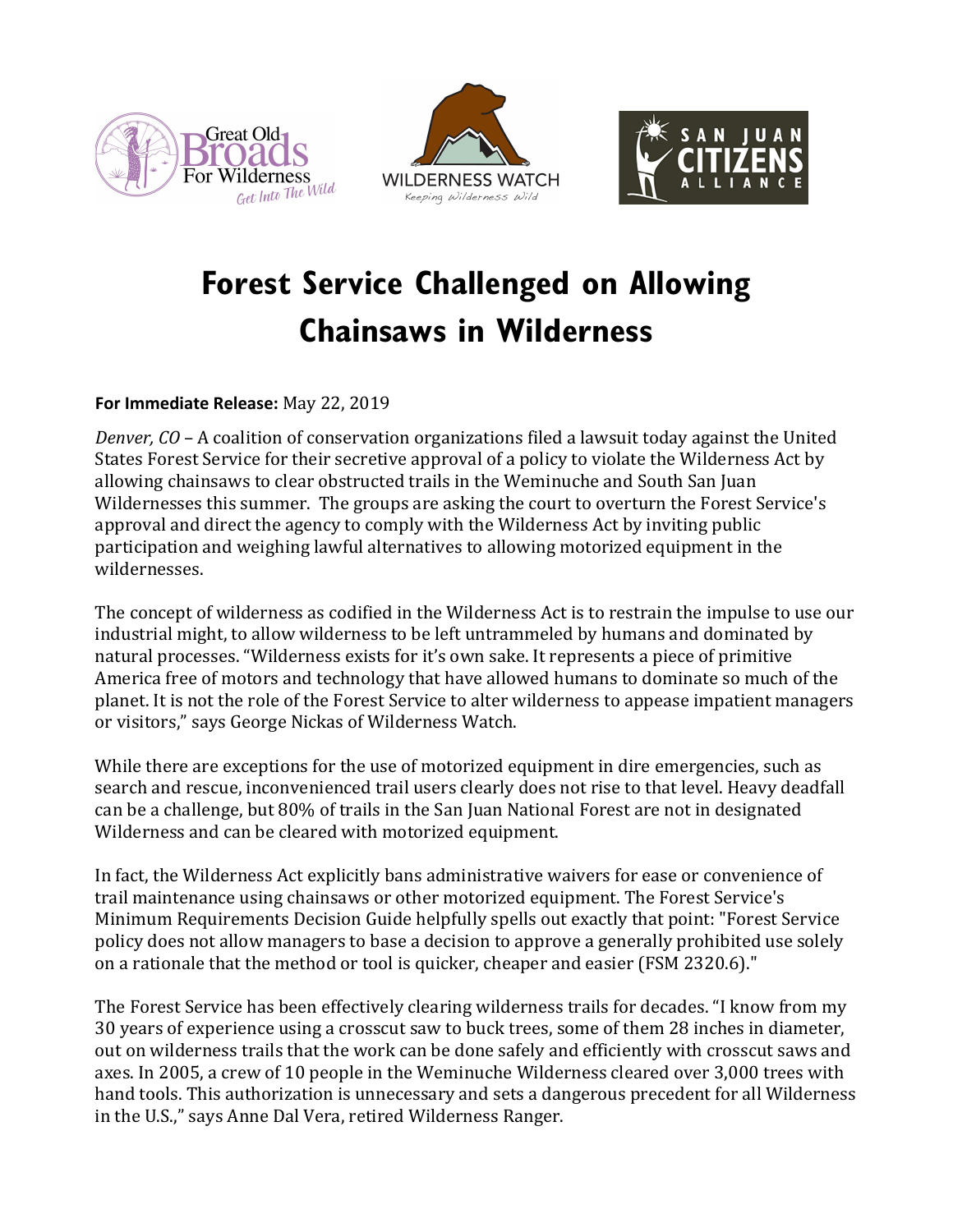# Forest Service Challenged on Allowing Chainsaws in Wilderness

**For Immediate Release:** May 22, 2019

*Denver, CO* – A coalition of conservation organizations filed a lawsuit today against the United States Forest Service for their secretive approval of a policy to violate the Wilderness Act by allowing chainsaws to clear obstructed trails in the Weminuche and South San Juan Wildernesses this summer. The groups are asking the court to overturn the Forest Service's approval and direct the agency to comply with the Wilderness Act by inviting public participation and weighing lawful alternatives to allowing motorized equipment in the wildernesses.

The concept of wilderness as codified in the Wilderness Act is to restrain the impulse to use our industrial might, to allow wilderness to be left untrammeled by humans and dominated by natural processes. "Wilderness exists for it's own sake. It represents a piece of primitive America free of motors and technology that have allowed humans to dominate so much of the planet. It is not the role of the Forest Service to alter wilderness to appease impatient managers or visitors," says George Nickas of Wilderness Watch.

While there are exceptions for the use of motorized equipment in dire emergencies, such as search and rescue, inconvenienced trail users clearly does not rise to that level. Heavy deadfall can be a challenge, but 80% of trails in the San Juan National Forest are not in designated Wilderness and can be cleared with motorized equipment.

In fact, the Wilderness Act explicitly bans administrative waivers for ease or convenience of trail maintenance using chainsaws or other motorized equipment. The Forest Service's Minimum Requirements Decision Guide helpfully spells out exactly that point: "Forest Service policy does not allow managers to base a decision to approve a generally prohibited use solely on a rationale that the method or tool is quicker, cheaper and easier (FSM 2320.6)."

The Forest Service has been effectively clearing wilderness trails for decades. "I know from my 30 years of experience using a crosscut saw to buck trees, some of them 28 inches in diameter, out on wilderness trails that the work can be done safely and efficiently with crosscut saws and axes. In 2005, a crew of 10 people in the Weminuche Wilderness cleared over 3,000 trees with hand tools. This authorization is unnecessary and sets a dangerous precedent for all Wilderness in the U.S.," says Anne Dal Vera, retired Wilderness Ranger.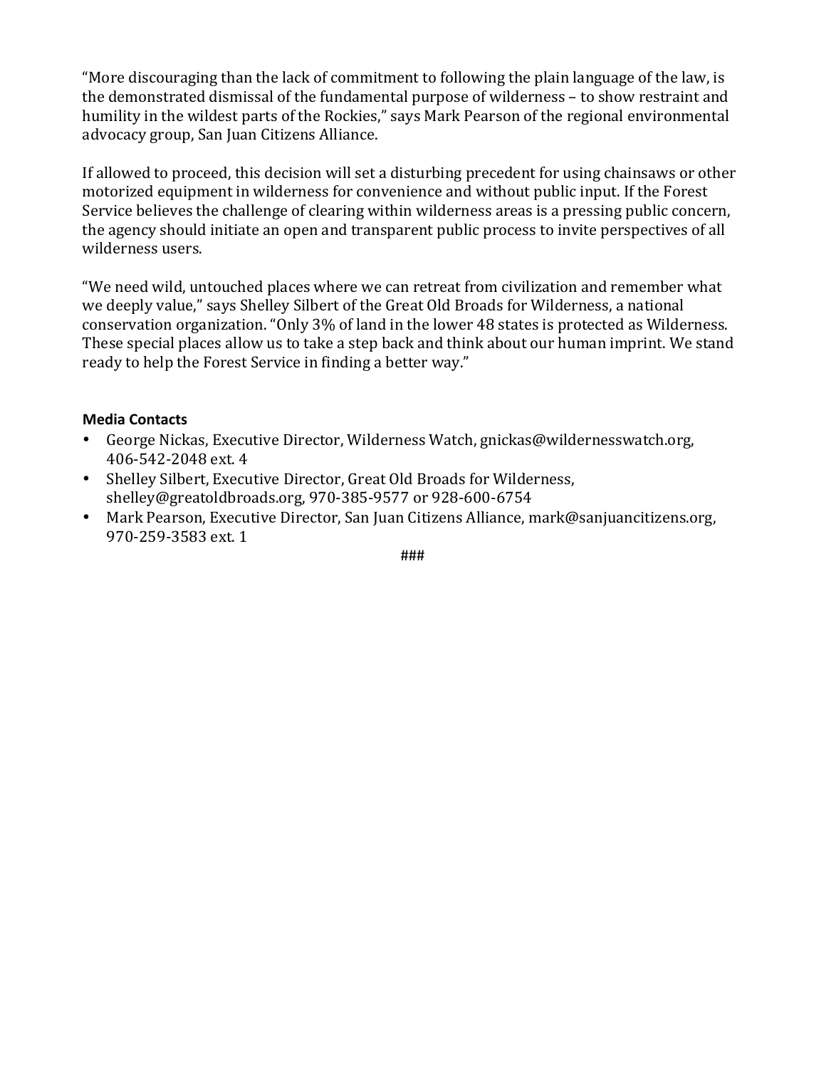"More discouraging than the lack of commitment to following the plain language of the law, is the demonstrated dismissal of the fundamental purpose of wilderness – to show restraint and humility in the wildest parts of the Rockies," says Mark Pearson of the regional environmental advocacy group, San Juan Citizens Alliance.

If allowed to proceed, this decision will set a disturbing precedent for using chainsaws or other motorized equipment in wilderness for convenience and without public input. If the Forest Service believes the challenge of clearing within wilderness areas is a pressing public concern, the agency should initiate an open and transparent public process to invite perspectives of all wilderness users.

"We need wild, untouched places where we can retreat from civilization and remember what we deeply value," says Shelley Silbert of the Great Old Broads for Wilderness, a national conservation organization. "Only 3% of land in the lower 48 states is protected as Wilderness. These special places allow us to take a step back and think about our human imprint. We stand ready to help the Forest Service in finding a better way."

**Media Contacts**

- George Nickas, Executive Director, Wilderness Watch, gnickas@wildernesswatch.org, 406-542-2048 ext. 4
- Shelley Silbert, Executive Director, Great Old Broads for Wilderness, shelley@greatoldbroads.org, 970-385-9577 or 928-600-6754
- Mark Pearson, Executive Director, San Juan Citizens Alliance, mark@sanjuancitizens.org, 970-259-3583 ext. 1

###